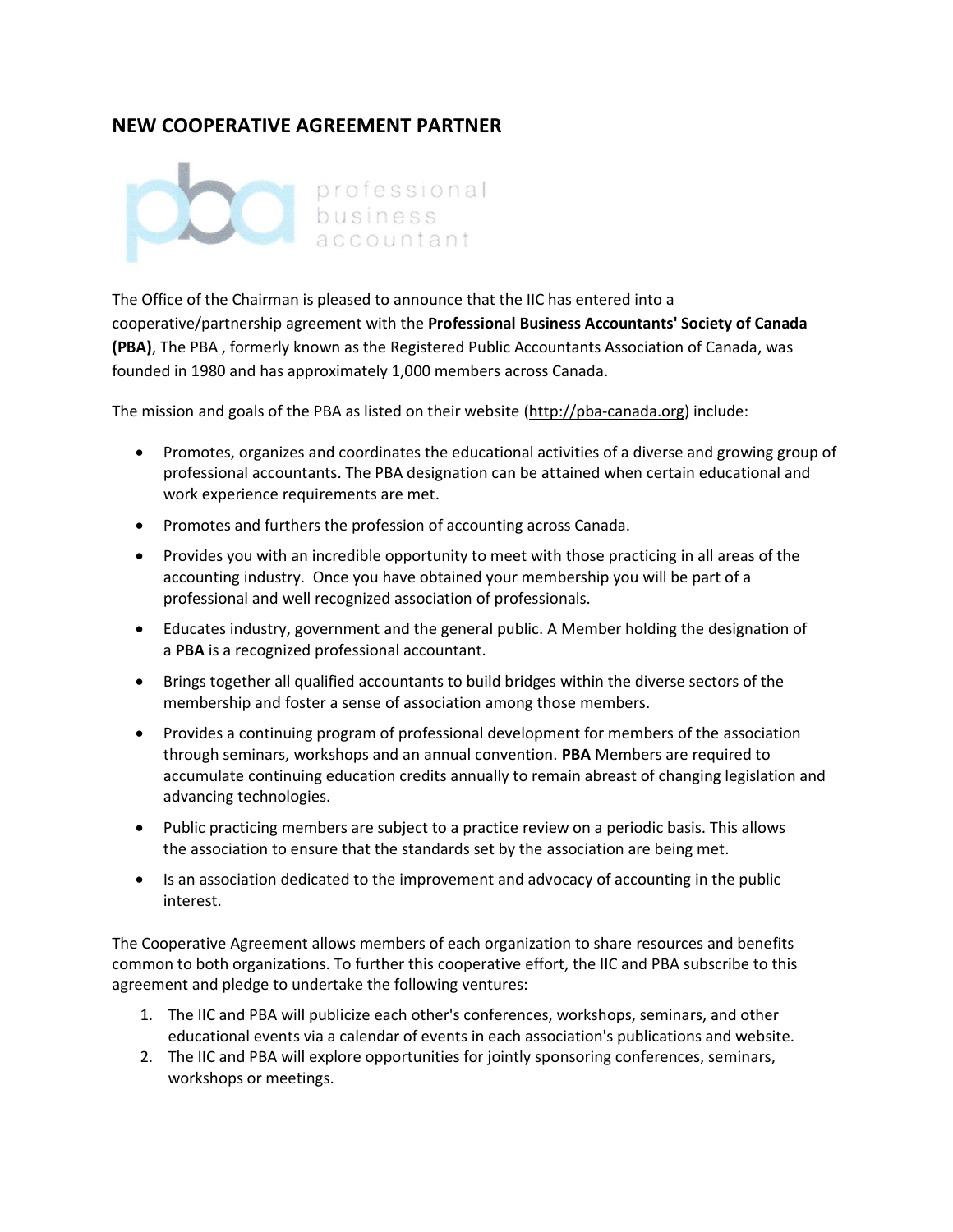## NEW COOPERATIVE AGREEMENT PARTNER

professional business accountant

The Office of the Chairman is pleased to announce that the IIC has entered into a cooperative/partnership agreement with the **Professional Business Accountants' Society of Canada (PBA)**, The PBA , formerly known as the Registered Public Accountants Association of Canada, was founded in 1980 and has approximately 1,000 members across Canada.

The mission and goals of the PBA as listed on their website (http://pba-canada.org) include:

- Promotes, organizes and coordinates the educational activities of a diverse and growing group of professional accountants. The PBA designation can be attained when certain educational and work experience requirements are met.
- Promotes and furthers the profession of accounting across Canada.
- Provides you with an incredible opportunity to meet with those practicing in all areas of the accounting industry. Once you have obtained your membership you will be part of a professional and well recognized association of professionals.
- Educates industry, government and the general public. A Member holding the designation of a **PBA** is a recognized professional accountant.
- Brings together all qualified accountants to build bridges within the diverse sectors of the membership and foster a sense of association among those members.
- Provides a continuing program of professional development for members of the association through seminars, workshops and an annual convention. **PBA** Members are required to accumulate continuing education credits annually to remain abreast of changing legislation and advancing technologies.
- Public practicing members are subject to a practice review on a periodic basis. This allows the association to ensure that the standards set by the association are being met.
- Is an association dedicated to the improvement and advocacy of accounting in the public interest.

The Cooperative Agreement allows members of each organization to share resources and benefits common to both organizations. To further this cooperative effort, the IIC and PBA subscribe to this agreement and pledge to undertake the following ventures:

1. The IIC and PBA will publicize each other's conferences, workshops, seminars, and other educational events via a calendar of events in each association's publications and website.
2. The IIC and PBA will explore opportunities for jointly sponsoring conferences, seminars, workshops or meetings.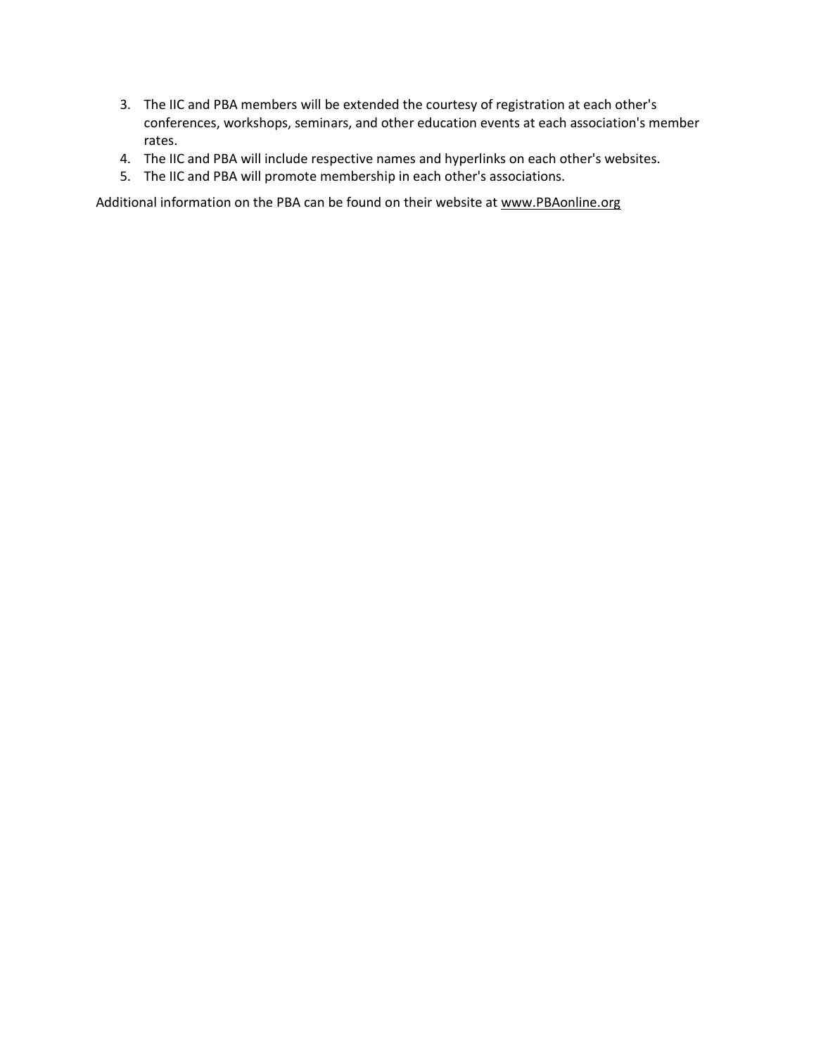3. The IIC and PBA members will be extended the courtesy of registration at each other's conferences, workshops, seminars, and other education events at each association's member rates.
4. The IIC and PBA will include respective names and hyperlinks on each other's websites.
5. The IIC and PBA will promote membership in each other's associations.

Additional information on the PBA can be found on their website at www.PBAonline.org